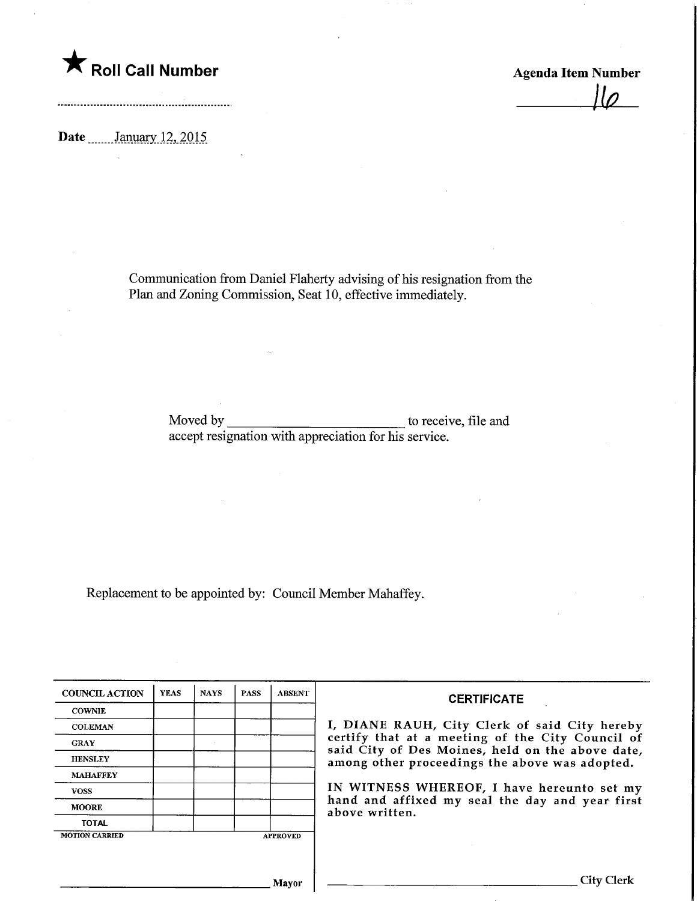★ **Roll Call Number**

**Agenda Item Number**

16

**Date** January 12, 2015

Communication from Daniel Flaherty advising of his resignation from the Plan and Zoning Commission, Seat 10, effective immediately.

Moved by ________________________ to receive, file and accept resignation with appreciation for his service.

Replacement to be appointed by: Council Member Mahaffey.

| COUNCIL ACTION | YEAS | NAYS | PASS | ABSENT |
|---|---|---|---|---|
| COWNIE | | | | |
| COLEMAN | | | | |
| GRAY | | | | |
| HENSLEY | | | | |
| MAHAFFEY | | | | |
| VOSS | | | | |
| MOORE | | | | |
| TOTAL | | | | |

MOTION CARRIED APPROVED

________________________ Mayor

**CERTIFICATE**

I, DIANE RAUH, City Clerk of said City hereby certify that at a meeting of the City Council of said City of Des Moines, held on the above date, among other proceedings the above was adopted.

IN WITNESS WHEREOF, I have hereunto set my hand and affixed my seal the day and year first above written.

________________________ City Clerk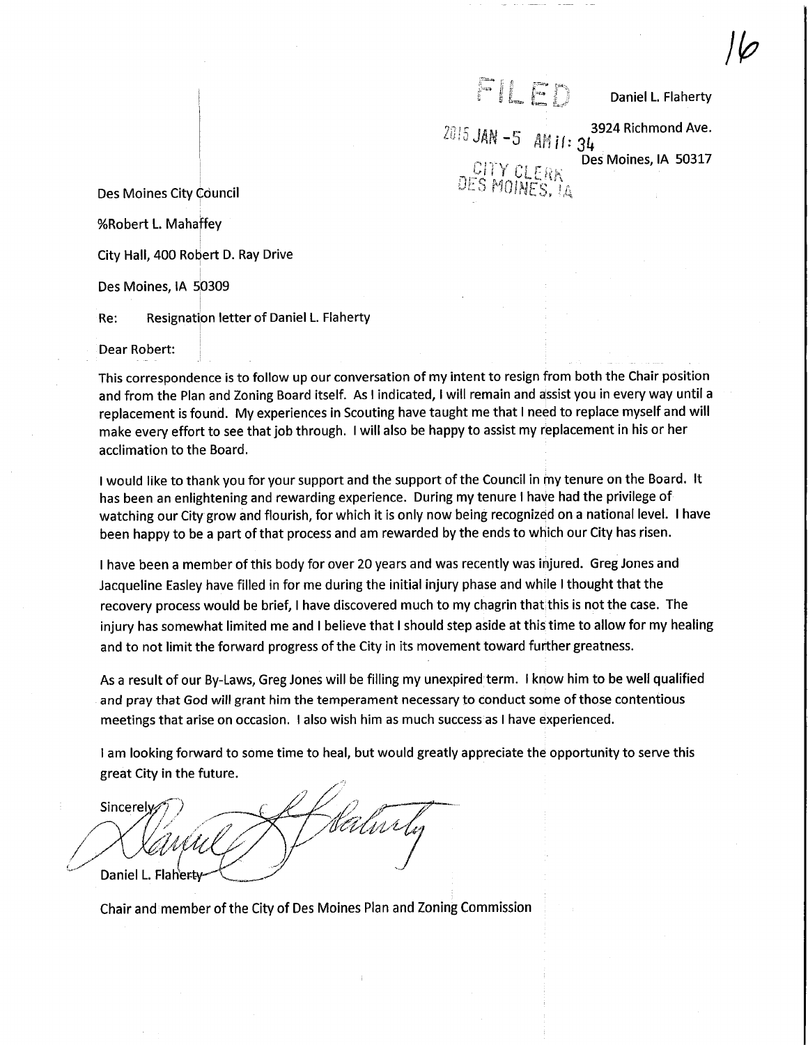FILED

2015 JAN -5 AM 11: 34

CITY CLERK
DES MOINES, IA

Daniel L. Flaherty

3924 Richmond Ave.

Des Moines, IA 50317

Des Moines City Council

%Robert L. Mahaffey

City Hall, 400 Robert D. Ray Drive

Des Moines, IA 50309

Re: Resignation letter of Daniel L. Flaherty

Dear Robert:

This correspondence is to follow up our conversation of my intent to resign from both the Chair position and from the Plan and Zoning Board itself. As I indicated, I will remain and assist you in every way until a replacement is found. My experiences in Scouting have taught me that I need to replace myself and will make every effort to see that job through. I will also be happy to assist my replacement in his or her acclimation to the Board.

I would like to thank you for your support and the support of the Council in my tenure on the Board. It has been an enlightening and rewarding experience. During my tenure I have had the privilege of watching our City grow and flourish, for which it is only now being recognized on a national level. I have been happy to be a part of that process and am rewarded by the ends to which our City has risen.

I have been a member of this body for over 20 years and was recently was injured. Greg Jones and Jacqueline Easley have filled in for me during the initial injury phase and while I thought that the recovery process would be brief, I have discovered much to my chagrin that this is not the case. The injury has somewhat limited me and I believe that I should step aside at this time to allow for my healing and to not limit the forward progress of the City in its movement toward further greatness.

As a result of our By-Laws, Greg Jones will be filling my unexpired term. I know him to be well qualified and pray that God will grant him the temperament necessary to conduct some of those contentious meetings that arise on occasion. I also wish him as much success as I have experienced.

I am looking forward to some time to heal, but would greatly appreciate the opportunity to serve this great City in the future.

Sincerely,

Daniel L. Flaherty

Chair and member of the City of Des Moines Plan and Zoning Commission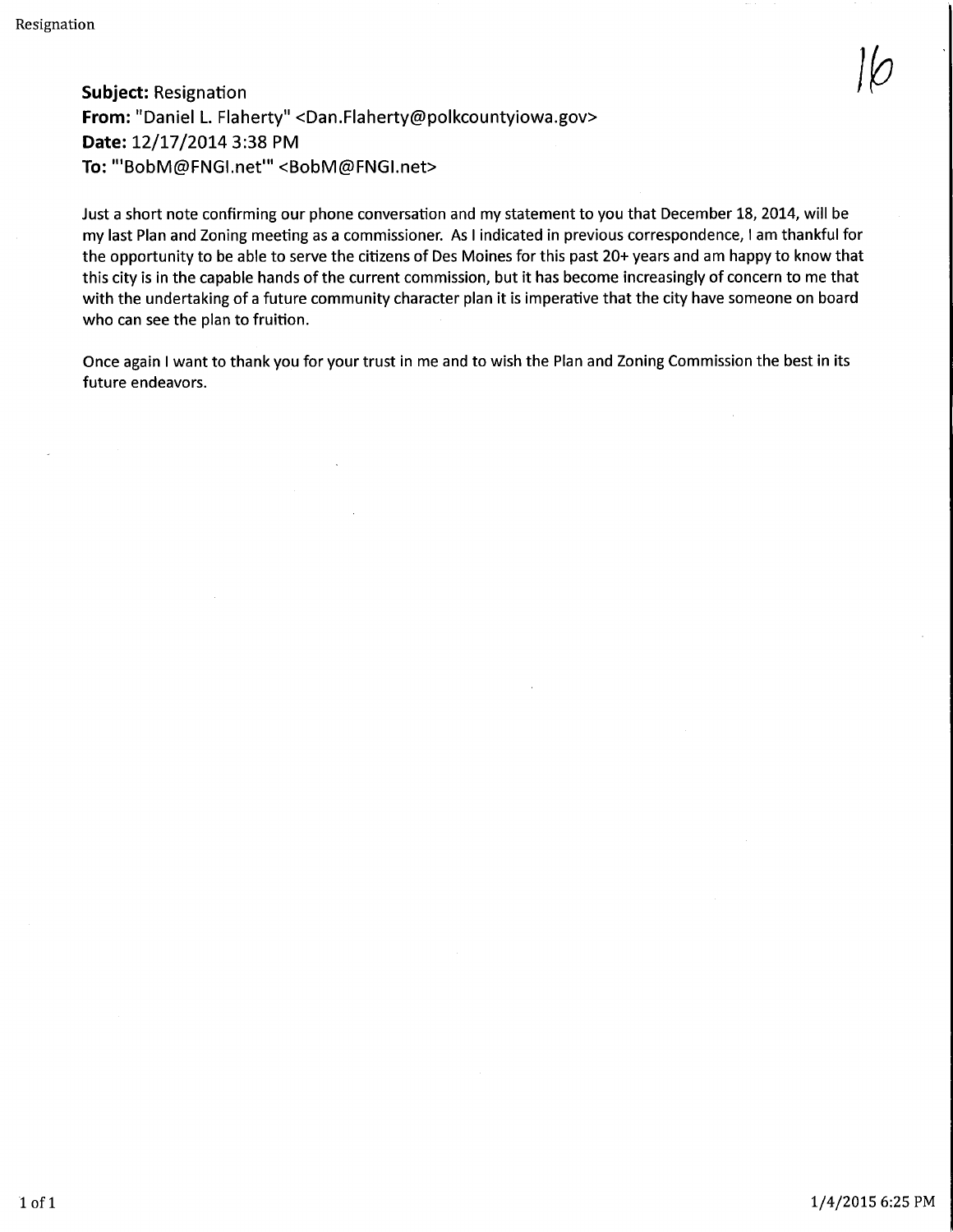16

**Subject:** Resignation
**From:** "Daniel L. Flaherty" <Dan.Flaherty@polkcountyiowa.gov>
**Date:** 12/17/2014 3:38 PM
**To:** "'BobM@FNGI.net'" <BobM@FNGI.net>

Just a short note confirming our phone conversation and my statement to you that December 18, 2014, will be my last Plan and Zoning meeting as a commissioner. As I indicated in previous correspondence, I am thankful for the opportunity to be able to serve the citizens of Des Moines for this past 20+ years and am happy to know that this city is in the capable hands of the current commission, but it has become increasingly of concern to me that with the undertaking of a future community character plan it is imperative that the city have someone on board who can see the plan to fruition.

Once again I want to thank you for your trust in me and to wish the Plan and Zoning Commission the best in its future endeavors.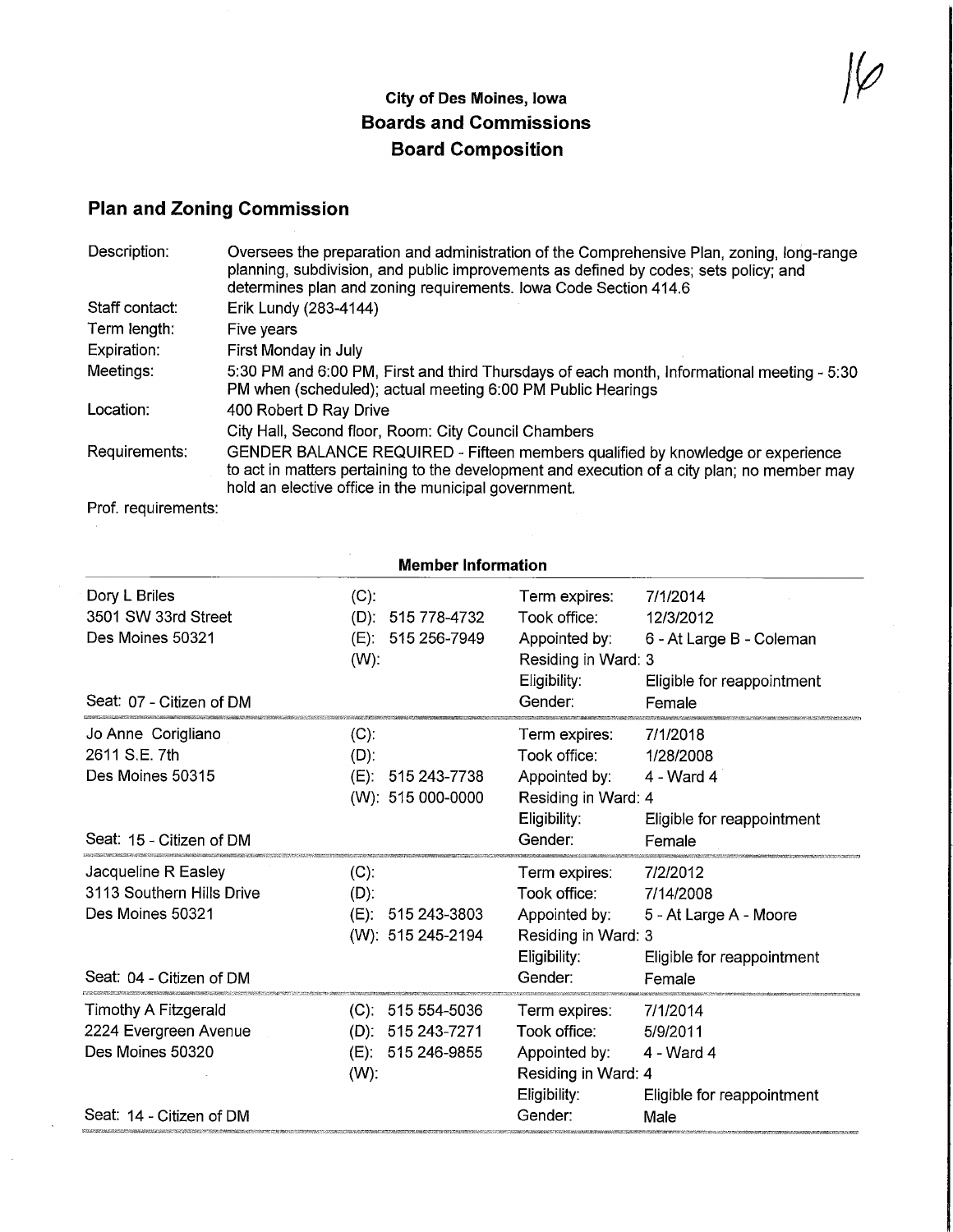# City of Des Moines, Iowa
## Boards and Commissions
## Board Composition

## Plan and Zoning Commission

| | |
|---|---|
| Description: | Oversees the preparation and administration of the Comprehensive Plan, zoning, long-range planning, subdivision, and public improvements as defined by codes; sets policy; and determines plan and zoning requirements. Iowa Code Section 414.6 |
| Staff contact: | Erik Lundy (283-4144) |
| Term length: | Five years |
| Expiration: | First Monday in July |
| Meetings: | 5:30 PM and 6:00 PM, First and third Thursdays of each month, Informational meeting - 5:30 PM when (scheduled); actual meeting 6:00 PM Public Hearings |
| Location: | 400 Robert D Ray Drive<br>City Hall, Second floor, Room: City Council Chambers |
| Requirements: | GENDER BALANCE REQUIRED - Fifteen members qualified by knowledge or experience to act in matters pertaining to the development and execution of a city plan; no member may hold an elective office in the municipal government. |
| Prof. requirements: | |

### Member Information

| Member | Phone | | |
|---|---|---|---|
| Dory L Briles<br>3501 SW 33rd Street<br>Des Moines 50321<br><br>Seat: 07 - Citizen of DM | (C):<br>(D): 515 778-4732<br>(E): 515 256-7949<br>(W): | Term expires:<br>Took office:<br>Appointed by:<br>Residing in Ward:<br>Eligibility:<br>Gender: | 7/1/2014<br>12/3/2012<br>6 - At Large B - Coleman<br>3<br>Eligible for reappointment<br>Female |
| Jo Anne Corigliano<br>2611 S.E. 7th<br>Des Moines 50315<br><br>Seat: 15 - Citizen of DM | (C):<br>(D):<br>(E): 515 243-7738<br>(W): 515 000-0000 | Term expires:<br>Took office:<br>Appointed by:<br>Residing in Ward:<br>Eligibility:<br>Gender: | 7/1/2018<br>1/28/2008<br>4 - Ward 4<br>4<br>Eligible for reappointment<br>Female |
| Jacqueline R Easley<br>3113 Southern Hills Drive<br>Des Moines 50321<br><br>Seat: 04 - Citizen of DM | (C):<br>(D):<br>(E): 515 243-3803<br>(W): 515 245-2194 | Term expires:<br>Took office:<br>Appointed by:<br>Residing in Ward:<br>Eligibility:<br>Gender: | 7/2/2012<br>7/14/2008<br>5 - At Large A - Moore<br>3<br>Eligible for reappointment<br>Female |
| Timothy A Fitzgerald<br>2224 Evergreen Avenue<br>Des Moines 50320<br><br>Seat: 14 - Citizen of DM | (C): 515 554-5036<br>(D): 515 243-7271<br>(E): 515 246-9855<br>(W): | Term expires:<br>Took office:<br>Appointed by:<br>Residing in Ward:<br>Eligibility:<br>Gender: | 7/1/2014<br>5/9/2011<br>4 - Ward 4<br>4<br>Eligible for reappointment<br>Male |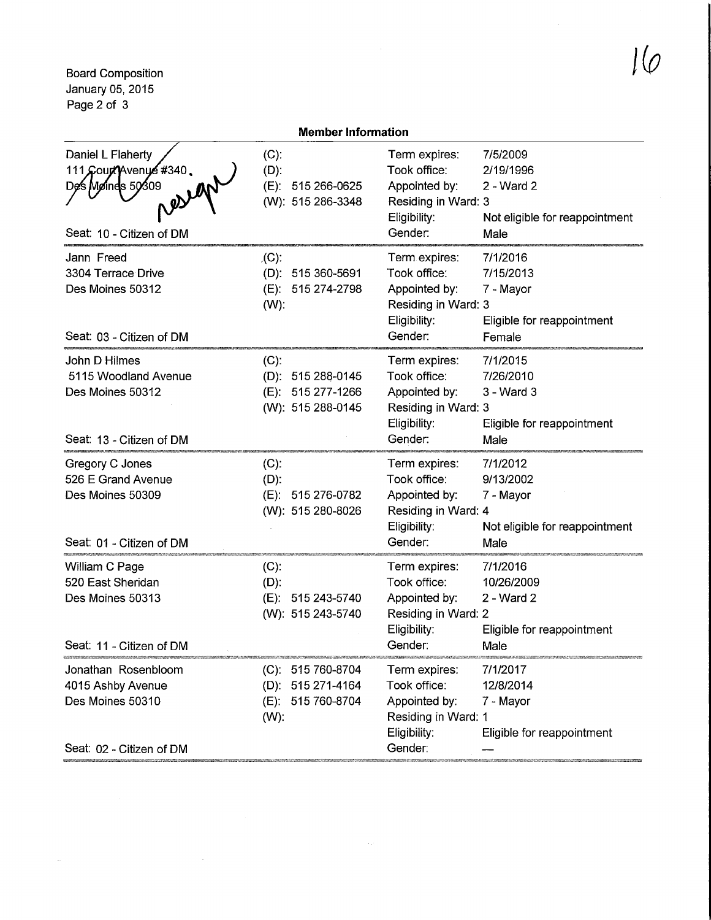Board Composition
January 05, 2015

16

## Member Information

| Member | Phone | | |
|---|---|---|---|
| Daniel L Flaherty<br>111 Court Avenue #340<br>Des Moines 50309<br>*resign*<br><br>Seat: 10 - Citizen of DM | (C):<br>(D):<br>(E): 515 266-0625<br>(W): 515 286-3348 | Term expires:<br>Took office:<br>Appointed by:<br>Residing in Ward:<br>Eligibility:<br>Gender: | 7/5/2009<br>2/19/1996<br>2 - Ward 2<br>3<br>Not eligible for reappointment<br>Male |
| Jann Freed<br>3304 Terrace Drive<br>Des Moines 50312<br><br>Seat: 03 - Citizen of DM | (C):<br>(D): 515 360-5691<br>(E): 515 274-2798<br>(W): | Term expires:<br>Took office:<br>Appointed by:<br>Residing in Ward:<br>Eligibility:<br>Gender: | 7/1/2016<br>7/15/2013<br>7 - Mayor<br>3<br>Eligible for reappointment<br>Female |
| John D Hilmes<br>5115 Woodland Avenue<br>Des Moines 50312<br><br>Seat: 13 - Citizen of DM | (C):<br>(D): 515 288-0145<br>(E): 515 277-1266<br>(W): 515 288-0145 | Term expires:<br>Took office:<br>Appointed by:<br>Residing in Ward:<br>Eligibility:<br>Gender: | 7/1/2015<br>7/26/2010<br>3 - Ward 3<br>3<br>Eligible for reappointment<br>Male |
| Gregory C Jones<br>526 E Grand Avenue<br>Des Moines 50309<br><br>Seat: 01 - Citizen of DM | (C):<br>(D):<br>(E): 515 276-0782<br>(W): 515 280-8026 | Term expires:<br>Took office:<br>Appointed by:<br>Residing in Ward:<br>Eligibility:<br>Gender: | 7/1/2012<br>9/13/2002<br>7 - Mayor<br>4<br>Not eligible for reappointment<br>Male |
| William C Page<br>520 East Sheridan<br>Des Moines 50313<br><br>Seat: 11 - Citizen of DM | (C):<br>(D):<br>(E): 515 243-5740<br>(W): 515 243-5740 | Term expires:<br>Took office:<br>Appointed by:<br>Residing in Ward:<br>Eligibility:<br>Gender: | 7/1/2016<br>10/26/2009<br>2 - Ward 2<br>2<br>Eligible for reappointment<br>Male |
| Jonathan Rosenbloom<br>4015 Ashby Avenue<br>Des Moines 50310<br><br>Seat: 02 - Citizen of DM | (C): 515 760-8704<br>(D): 515 271-4164<br>(E): 515 760-8704<br>(W): | Term expires:<br>Took office:<br>Appointed by:<br>Residing in Ward:<br>Eligibility:<br>Gender: | 7/1/2017<br>12/8/2014<br>7 - Mayor<br>1<br>Eligible for reappointment<br>— |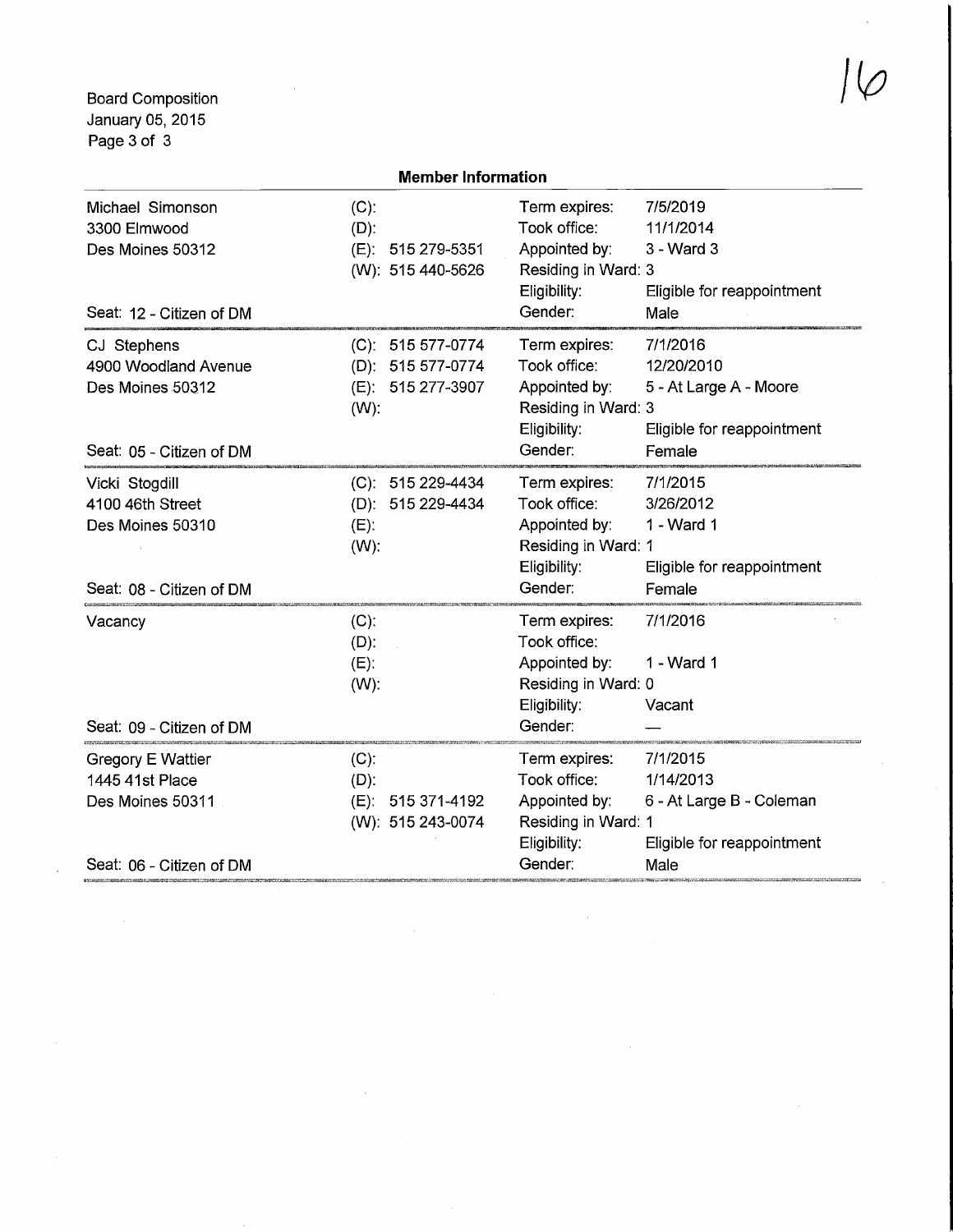Board Composition
January 05, 2015

## Member Information

| | | | |
|---|---|---|---|
| Michael Simonson<br>3300 Elmwood<br>Des Moines 50312<br><br>Seat: 12 - Citizen of DM | (C):<br>(D):<br>(E): 515 279-5351<br>(W): 515 440-5626 | Term expires:<br>Took office:<br>Appointed by:<br>Residing in Ward:<br>Eligibility:<br>Gender: | 7/5/2019<br>11/1/2014<br>3 - Ward 3<br>3<br>Eligible for reappointment<br>Male |
| CJ Stephens<br>4900 Woodland Avenue<br>Des Moines 50312<br><br>Seat: 05 - Citizen of DM | (C): 515 577-0774<br>(D): 515 577-0774<br>(E): 515 277-3907<br>(W): | Term expires:<br>Took office:<br>Appointed by:<br>Residing in Ward:<br>Eligibility:<br>Gender: | 7/1/2016<br>12/20/2010<br>5 - At Large A - Moore<br>3<br>Eligible for reappointment<br>Female |
| Vicki Stogdill<br>4100 46th Street<br>Des Moines 50310<br><br>Seat: 08 - Citizen of DM | (C): 515 229-4434<br>(D): 515 229-4434<br>(E):<br>(W): | Term expires:<br>Took office:<br>Appointed by:<br>Residing in Ward:<br>Eligibility:<br>Gender: | 7/1/2015<br>3/26/2012<br>1 - Ward 1<br>1<br>Eligible for reappointment<br>Female |
| Vacancy<br><br><br><br>Seat: 09 - Citizen of DM | (C):<br>(D):<br>(E):<br>(W): | Term expires:<br>Took office:<br>Appointed by:<br>Residing in Ward:<br>Eligibility:<br>Gender: | 7/1/2016<br><br>1 - Ward 1<br>0<br>Vacant<br>— |
| Gregory E Wattier<br>1445 41st Place<br>Des Moines 50311<br><br>Seat: 06 - Citizen of DM | (C):<br>(D):<br>(E): 515 371-4192<br>(W): 515 243-0074 | Term expires:<br>Took office:<br>Appointed by:<br>Residing in Ward:<br>Eligibility:<br>Gender: | 7/1/2015<br>1/14/2013<br>6 - At Large B - Coleman<br>1<br>Eligible for reappointment<br>Male |